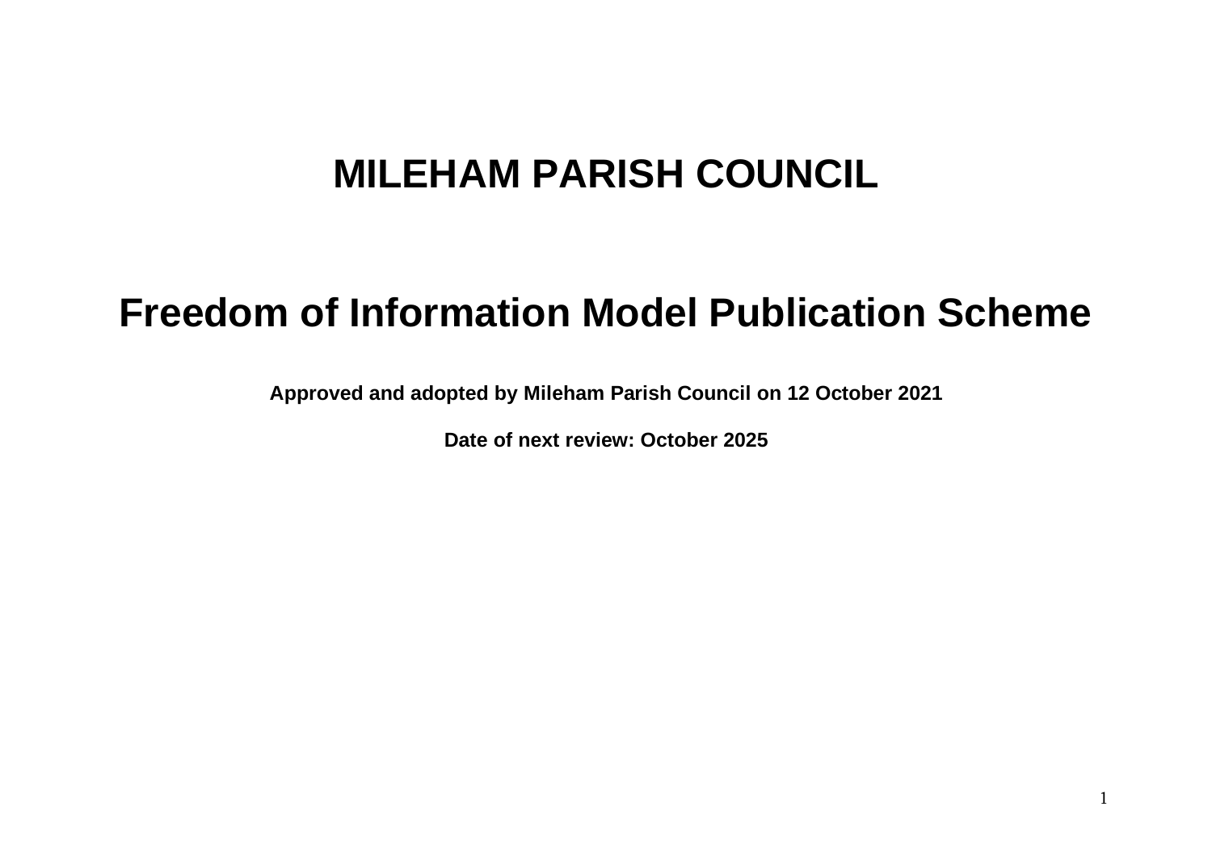# MILEHAM PARISH COUNCIL

# Freedom of Information Model Publication Scheme

**Approved and adopted by Mileham Parish Council on 12 October 2021**

**Date of next review: October 2025**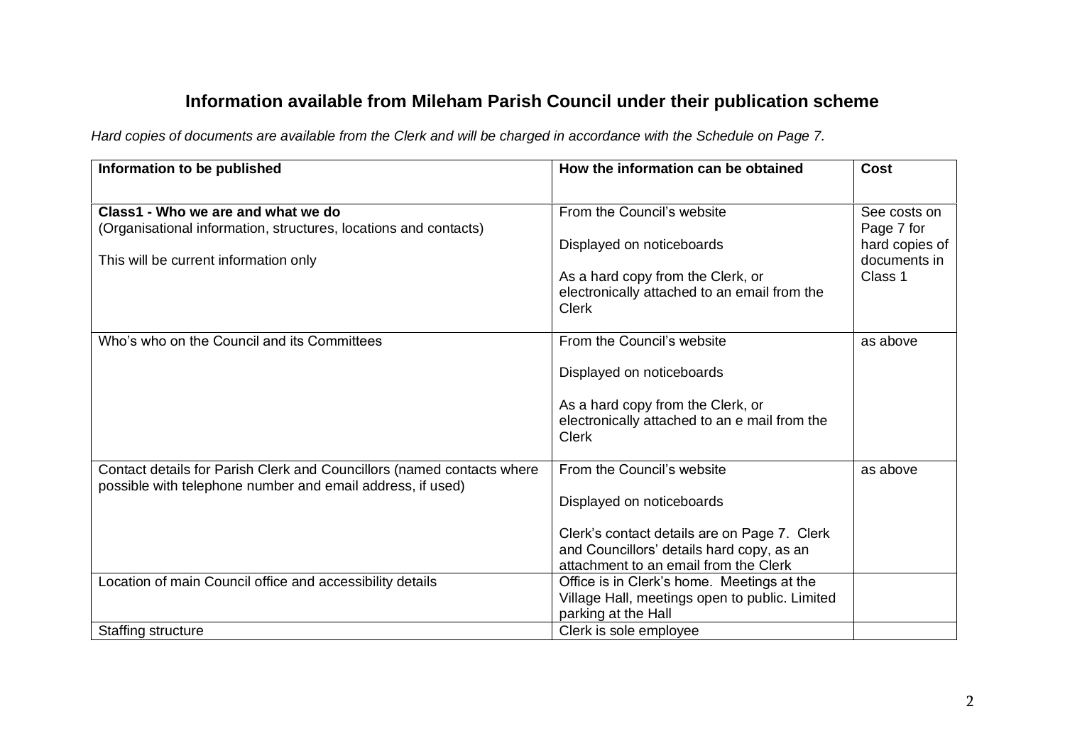## Information available from Mileham Parish Council under their publication scheme

*Hard copies of documents are available from the Clerk and will be charged in accordance with the Schedule on Page 7.*

| Information to be published | How the information can be obtained | Cost |
|---|---|---|
| **Class1 - Who we are and what we do**<br>(Organisational information, structures, locations and contacts)<br><br>This will be current information only | From the Council's website<br><br>Displayed on noticeboards<br><br>As a hard copy from the Clerk, or electronically attached to an email from the Clerk | See costs on Page 7 for hard copies of documents in Class 1 |
| Who's who on the Council and its Committees | From the Council's website<br><br>Displayed on noticeboards<br><br>As a hard copy from the Clerk, or electronically attached to an e mail from the Clerk | as above |
| Contact details for Parish Clerk and Councillors (named contacts where possible with telephone number and email address, if used) | From the Council's website<br><br>Displayed on noticeboards<br><br>Clerk's contact details are on Page 7. Clerk and Councillors' details hard copy, as an attachment to an email from the Clerk | as above |
| Location of main Council office and accessibility details | Office is in Clerk's home. Meetings at the Village Hall, meetings open to public. Limited parking at the Hall | |
| Staffing structure | Clerk is sole employee | |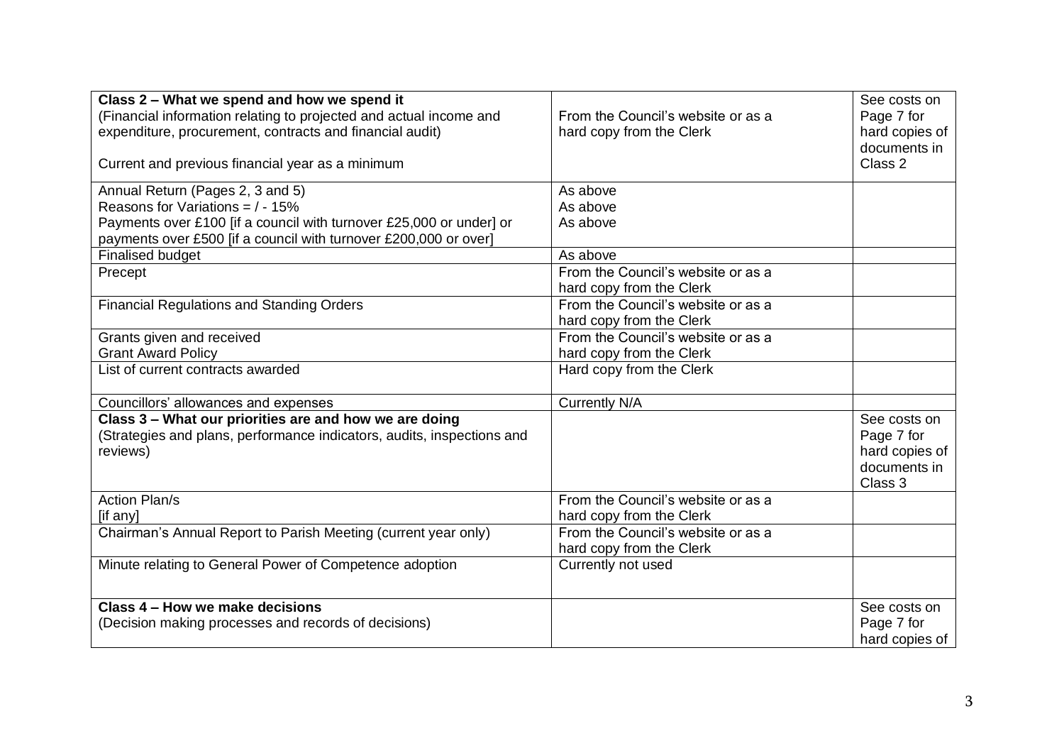| Class 2 – What we spend and how we spend it (Financial information relating to projected and actual income and expenditure, procurement, contracts and financial audit) Current and previous financial year as a minimum | From the Council's website or as a hard copy from the Clerk | See costs on Page 7 for hard copies of documents in Class 2 |
|---|---|---|
| Annual Return (Pages 2, 3 and 5)<br>Reasons for Variations = / - 15%<br>Payments over £100 [if a council with turnover £25,000 or under] or payments over £500 [if a council with turnover £200,000 or over] | As above<br>As above<br>As above | |
| Finalised budget | As above | |
| Precept | From the Council's website or as a hard copy from the Clerk | |
| Financial Regulations and Standing Orders | From the Council's website or as a hard copy from the Clerk | |
| Grants given and received<br>Grant Award Policy | From the Council's website or as a hard copy from the Clerk | |
| List of current contracts awarded | Hard copy from the Clerk | |
| Councillors' allowances and expenses | Currently N/A | |
| **Class 3 – What our priorities are and how we are doing** (Strategies and plans, performance indicators, audits, inspections and reviews) | | See costs on Page 7 for hard copies of documents in Class 3 |
| Action Plan/s [if any] | From the Council's website or as a hard copy from the Clerk | |
| Chairman's Annual Report to Parish Meeting (current year only) | From the Council's website or as a hard copy from the Clerk | |
| Minute relating to General Power of Competence adoption | Currently not used | |
| **Class 4 – How we make decisions** (Decision making processes and records of decisions) | | See costs on Page 7 for hard copies of |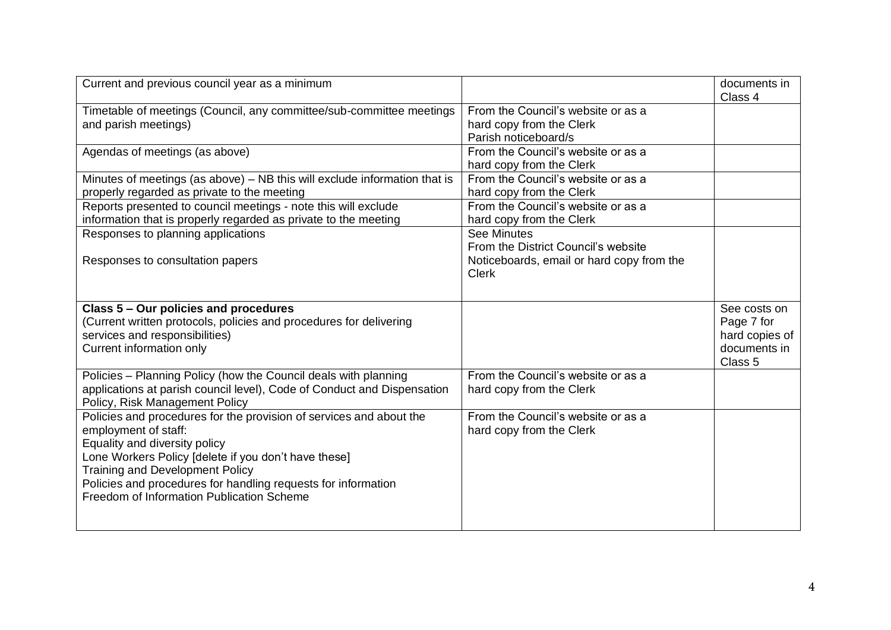| | | |
|---|---|---|
| Current and previous council year as a minimum | | documents in Class 4 |
| Timetable of meetings (Council, any committee/sub-committee meetings and parish meetings) | From the Council's website or as a hard copy from the Clerk<br>Parish noticeboard/s | |
| Agendas of meetings (as above) | From the Council's website or as a hard copy from the Clerk | |
| Minutes of meetings (as above) – NB this will exclude information that is properly regarded as private to the meeting | From the Council's website or as a hard copy from the Clerk | |
| Reports presented to council meetings - note this will exclude information that is properly regarded as private to the meeting | From the Council's website or as a hard copy from the Clerk | |
| Responses to planning applications<br><br>Responses to consultation papers | See Minutes<br>From the District Council's website<br>Noticeboards, email or hard copy from the Clerk | |
| **Class 5 – Our policies and procedures**<br>(Current written protocols, policies and procedures for delivering services and responsibilities)<br>Current information only | | See costs on Page 7 for hard copies of documents in Class 5 |
| Policies – Planning Policy (how the Council deals with planning applications at parish council level), Code of Conduct and Dispensation Policy, Risk Management Policy | From the Council's website or as a hard copy from the Clerk | |
| Policies and procedures for the provision of services and about the employment of staff:<br>Equality and diversity policy<br>Lone Workers Policy [delete if you don't have these]<br>Training and Development Policy<br>Policies and procedures for handling requests for information<br>Freedom of Information Publication Scheme | From the Council's website or as a hard copy from the Clerk | |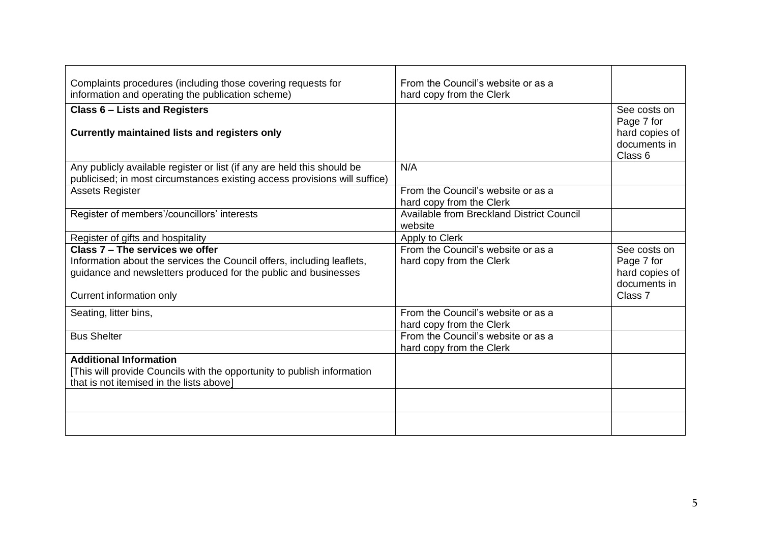| | | |
|---|---|---|
| Complaints procedures (including those covering requests for information and operating the publication scheme) | From the Council's website or as a hard copy from the Clerk | |
| **Class 6 – Lists and Registers**<br><br>**Currently maintained lists and registers only** | | See costs on Page 7 for hard copies of documents in Class 6 |
| Any publicly available register or list (if any are held this should be publicised; in most circumstances existing access provisions will suffice) | N/A | |
| Assets Register | From the Council's website or as a hard copy from the Clerk | |
| Register of members'/councillors' interests | Available from Breckland District Council website | |
| Register of gifts and hospitality | Apply to Clerk | |
| **Class 7 – The services we offer**<br>Information about the services the Council offers, including leaflets, guidance and newsletters produced for the public and businesses<br><br>Current information only | From the Council's website or as a hard copy from the Clerk | See costs on Page 7 for hard copies of documents in Class 7 |
| Seating, litter bins, | From the Council's website or as a hard copy from the Clerk | |
| Bus Shelter | From the Council's website or as a hard copy from the Clerk | |
| **Additional Information**<br>[This will provide Councils with the opportunity to publish information that is not itemised in the lists above] | | |
| | | |
| | | |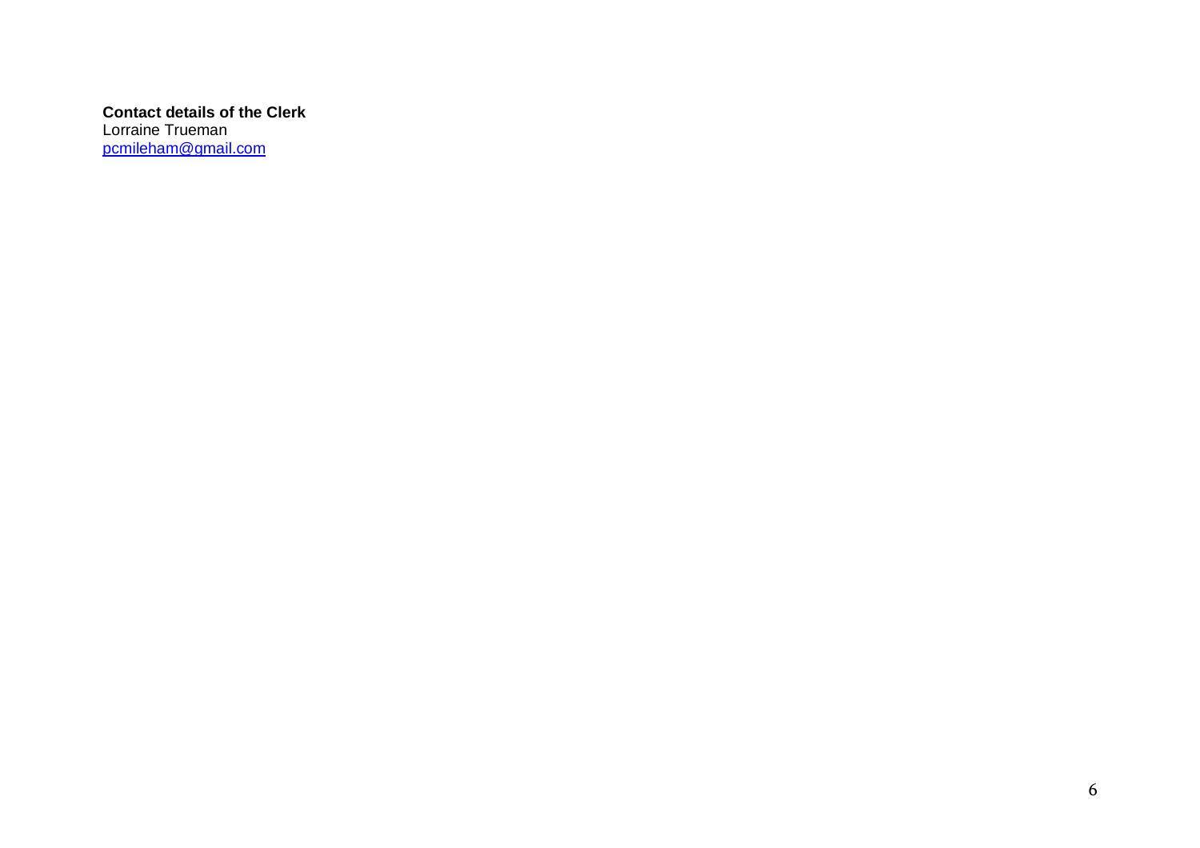**Contact details of the Clerk**
Lorraine Trueman
[pcmileham@gmail.com](mailto:pcmileham@gmail.com)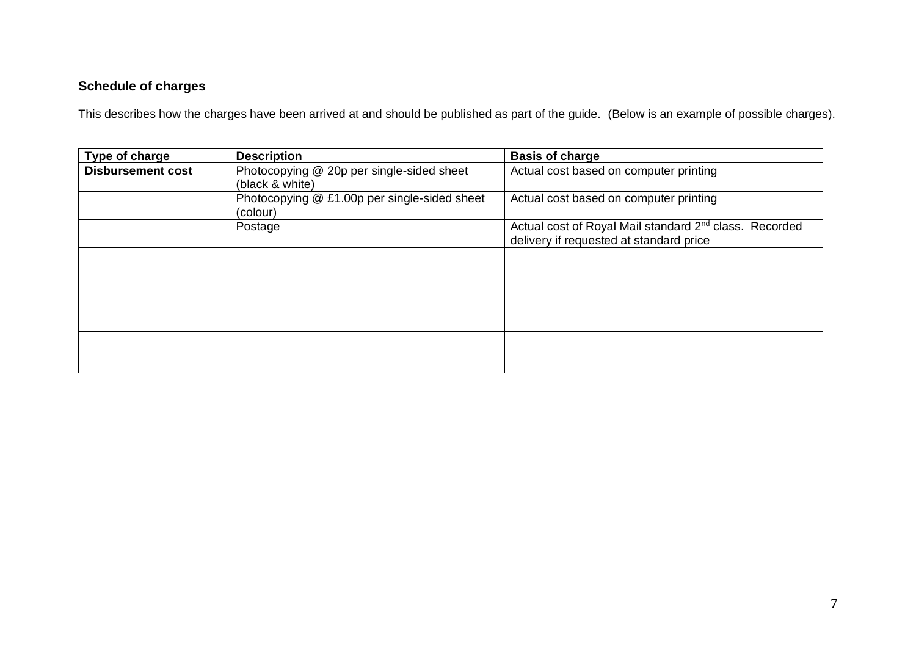## Schedule of charges

This describes how the charges have been arrived at and should be published as part of the guide. (Below is an example of possible charges).

| Type of charge | Description | Basis of charge |
|---|---|---|
| **Disbursement cost** | Photocopying @ 20p per single-sided sheet (black & white) | Actual cost based on computer printing |
| | Photocopying @ £1.00p per single-sided sheet (colour) | Actual cost based on computer printing |
| | Postage | Actual cost of Royal Mail standard 2nd class. Recorded delivery if requested at standard price |
| | | |
| | | |
| | | |